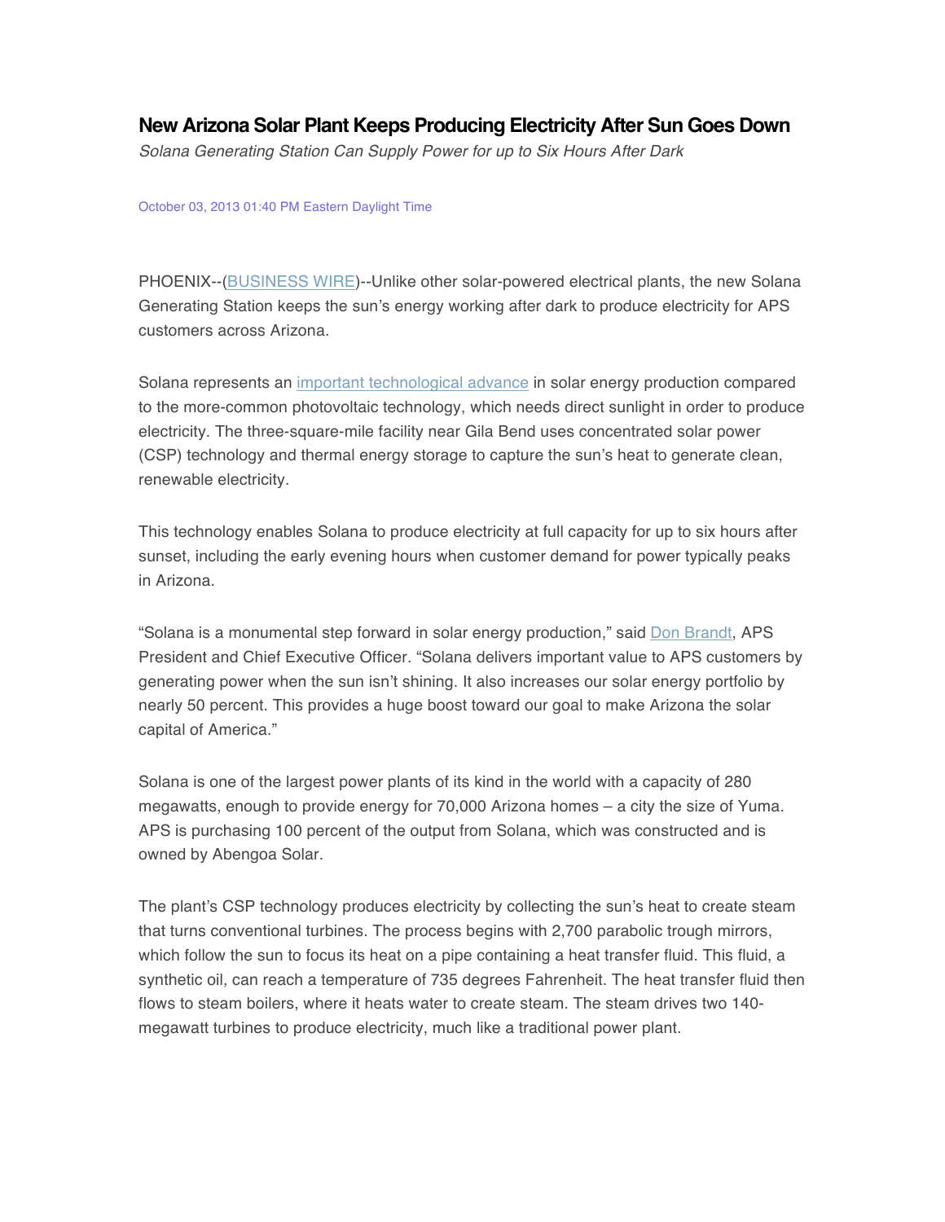# New Arizona Solar Plant Keeps Producing Electricity After Sun Goes Down

*Solana Generating Station Can Supply Power for up to Six Hours After Dark*

October 03, 2013 01:40 PM Eastern Daylight Time

PHOENIX--(BUSINESS WIRE)--Unlike other solar-powered electrical plants, the new Solana Generating Station keeps the sun's energy working after dark to produce electricity for APS customers across Arizona.

Solana represents an important technological advance in solar energy production compared to the more-common photovoltaic technology, which needs direct sunlight in order to produce electricity. The three-square-mile facility near Gila Bend uses concentrated solar power (CSP) technology and thermal energy storage to capture the sun's heat to generate clean, renewable electricity.

This technology enables Solana to produce electricity at full capacity for up to six hours after sunset, including the early evening hours when customer demand for power typically peaks in Arizona.

"Solana is a monumental step forward in solar energy production," said Don Brandt, APS President and Chief Executive Officer. "Solana delivers important value to APS customers by generating power when the sun isn't shining. It also increases our solar energy portfolio by nearly 50 percent. This provides a huge boost toward our goal to make Arizona the solar capital of America."

Solana is one of the largest power plants of its kind in the world with a capacity of 280 megawatts, enough to provide energy for 70,000 Arizona homes – a city the size of Yuma. APS is purchasing 100 percent of the output from Solana, which was constructed and is owned by Abengoa Solar.

The plant's CSP technology produces electricity by collecting the sun's heat to create steam that turns conventional turbines. The process begins with 2,700 parabolic trough mirrors, which follow the sun to focus its heat on a pipe containing a heat transfer fluid. This fluid, a synthetic oil, can reach a temperature of 735 degrees Fahrenheit. The heat transfer fluid then flows to steam boilers, where it heats water to create steam. The steam drives two 140-megawatt turbines to produce electricity, much like a traditional power plant.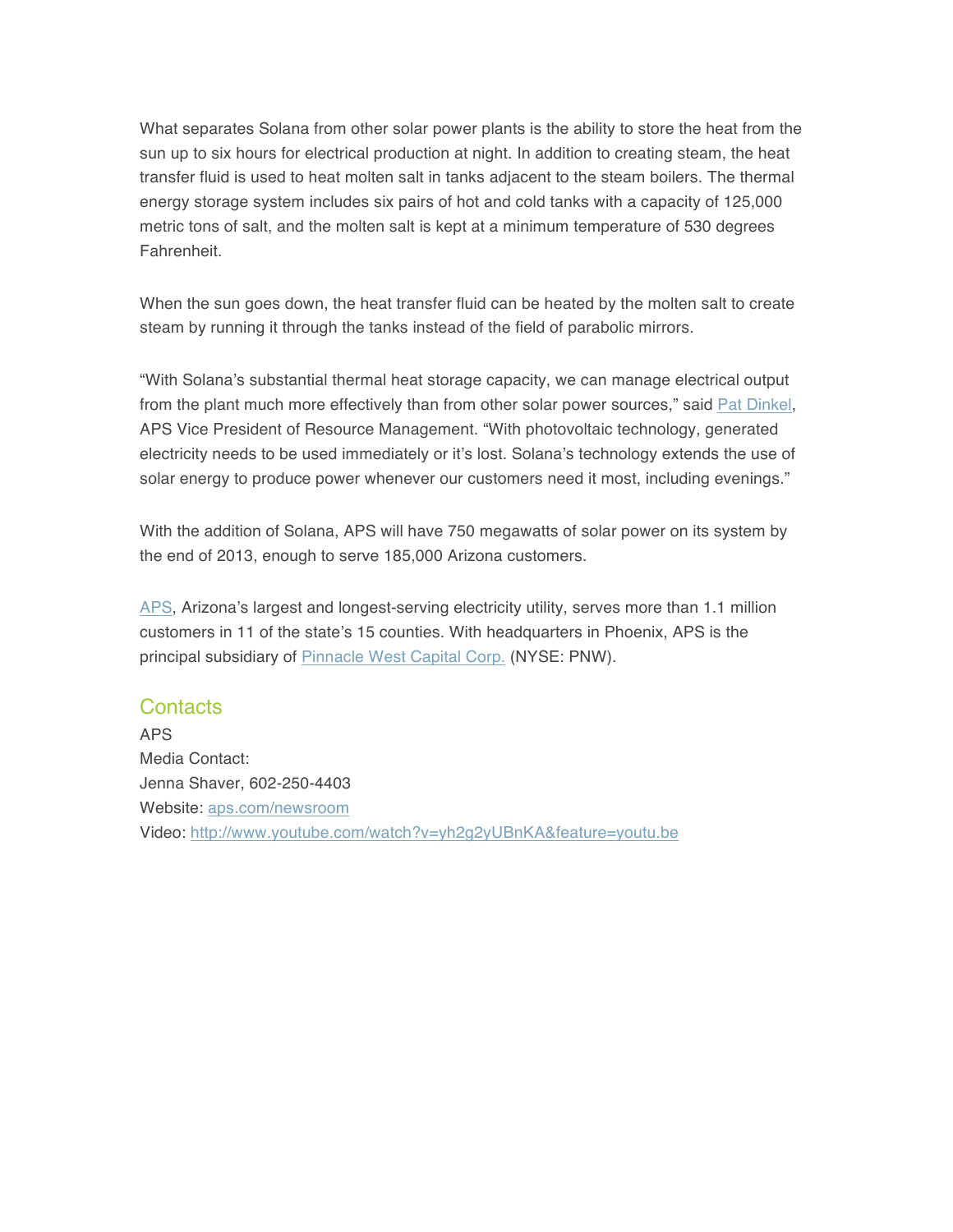What separates Solana from other solar power plants is the ability to store the heat from the sun up to six hours for electrical production at night. In addition to creating steam, the heat transfer fluid is used to heat molten salt in tanks adjacent to the steam boilers. The thermal energy storage system includes six pairs of hot and cold tanks with a capacity of 125,000 metric tons of salt, and the molten salt is kept at a minimum temperature of 530 degrees Fahrenheit.

When the sun goes down, the heat transfer fluid can be heated by the molten salt to create steam by running it through the tanks instead of the field of parabolic mirrors.

“With Solana’s substantial thermal heat storage capacity, we can manage electrical output from the plant much more effectively than from other solar power sources,” said Pat Dinkel, APS Vice President of Resource Management. “With photovoltaic technology, generated electricity needs to be used immediately or it’s lost. Solana’s technology extends the use of solar energy to produce power whenever our customers need it most, including evenings.”

With the addition of Solana, APS will have 750 megawatts of solar power on its system by the end of 2013, enough to serve 185,000 Arizona customers.

APS, Arizona’s largest and longest-serving electricity utility, serves more than 1.1 million customers in 11 of the state’s 15 counties. With headquarters in Phoenix, APS is the principal subsidiary of Pinnacle West Capital Corp. (NYSE: PNW).

## Contacts

APS
Media Contact:
Jenna Shaver, 602-250-4403
Website: aps.com/newsroom
Video: http://www.youtube.com/watch?v=yh2g2yUBnKA&feature=youtu.be